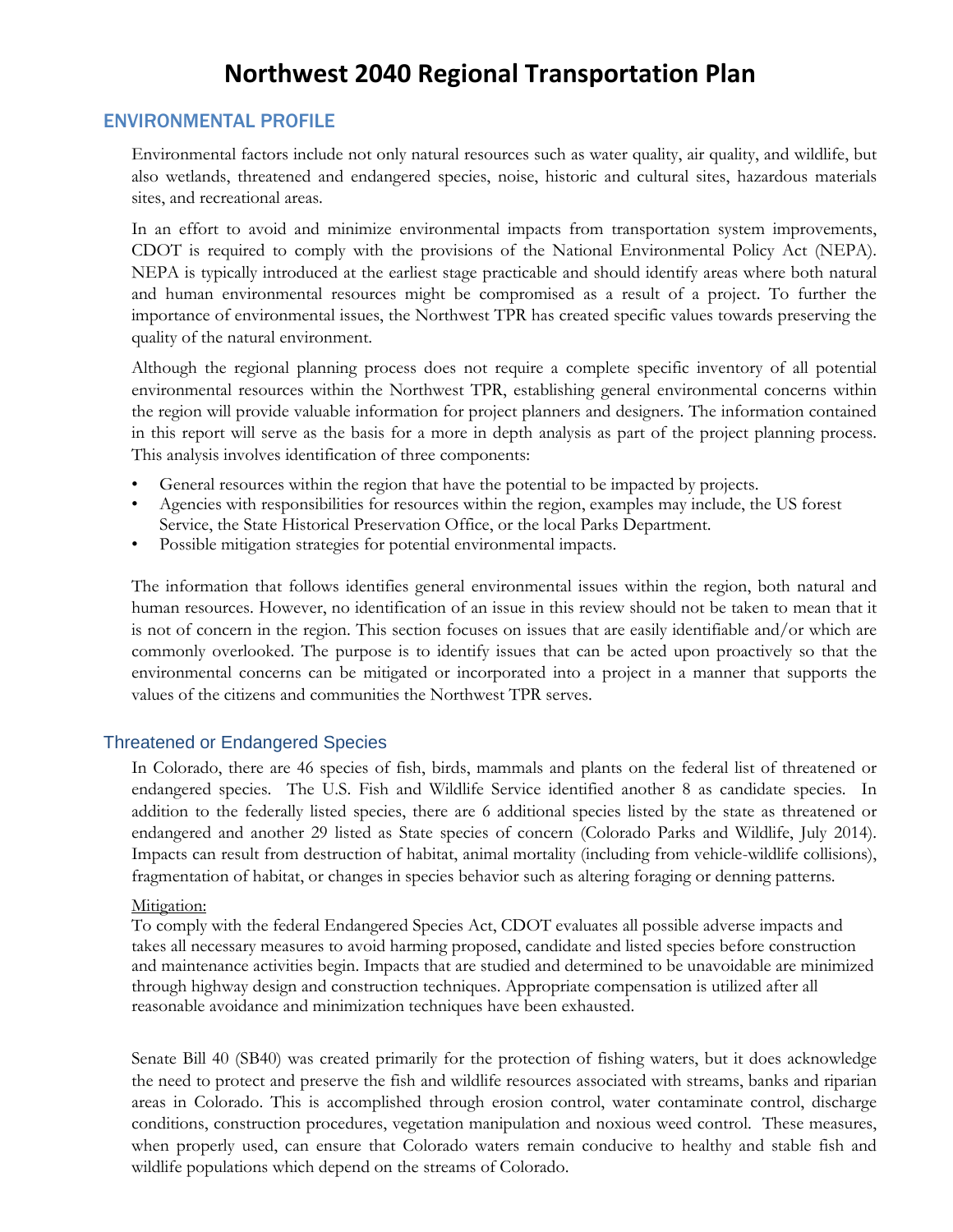# Northwest 2040 Regional Transportation Plan

## ENVIRONMENTAL PROFILE

Environmental factors include not only natural resources such as water quality, air quality, and wildlife, but also wetlands, threatened and endangered species, noise, historic and cultural sites, hazardous materials sites, and recreational areas.

In an effort to avoid and minimize environmental impacts from transportation system improvements, CDOT is required to comply with the provisions of the National Environmental Policy Act (NEPA). NEPA is typically introduced at the earliest stage practicable and should identify areas where both natural and human environmental resources might be compromised as a result of a project. To further the importance of environmental issues, the Northwest TPR has created specific values towards preserving the quality of the natural environment.

Although the regional planning process does not require a complete specific inventory of all potential environmental resources within the Northwest TPR, establishing general environmental concerns within the region will provide valuable information for project planners and designers. The information contained in this report will serve as the basis for a more in depth analysis as part of the project planning process. This analysis involves identification of three components:

- General resources within the region that have the potential to be impacted by projects.
- Agencies with responsibilities for resources within the region, examples may include, the US forest Service, the State Historical Preservation Office, or the local Parks Department.
- Possible mitigation strategies for potential environmental impacts.

The information that follows identifies general environmental issues within the region, both natural and human resources. However, no identification of an issue in this review should not be taken to mean that it is not of concern in the region. This section focuses on issues that are easily identifiable and/or which are commonly overlooked. The purpose is to identify issues that can be acted upon proactively so that the environmental concerns can be mitigated or incorporated into a project in a manner that supports the values of the citizens and communities the Northwest TPR serves.

### Threatened or Endangered Species

In Colorado, there are 46 species of fish, birds, mammals and plants on the federal list of threatened or endangered species. The U.S. Fish and Wildlife Service identified another 8 as candidate species. In addition to the federally listed species, there are 6 additional species listed by the state as threatened or endangered and another 29 listed as State species of concern (Colorado Parks and Wildlife, July 2014). Impacts can result from destruction of habitat, animal mortality (including from vehicle-wildlife collisions), fragmentation of habitat, or changes in species behavior such as altering foraging or denning patterns.

Mitigation:
To comply with the federal Endangered Species Act, CDOT evaluates all possible adverse impacts and takes all necessary measures to avoid harming proposed, candidate and listed species before construction and maintenance activities begin. Impacts that are studied and determined to be unavoidable are minimized through highway design and construction techniques. Appropriate compensation is utilized after all reasonable avoidance and minimization techniques have been exhausted.

Senate Bill 40 (SB40) was created primarily for the protection of fishing waters, but it does acknowledge the need to protect and preserve the fish and wildlife resources associated with streams, banks and riparian areas in Colorado. This is accomplished through erosion control, water contaminate control, discharge conditions, construction procedures, vegetation manipulation and noxious weed control. These measures, when properly used, can ensure that Colorado waters remain conducive to healthy and stable fish and wildlife populations which depend on the streams of Colorado.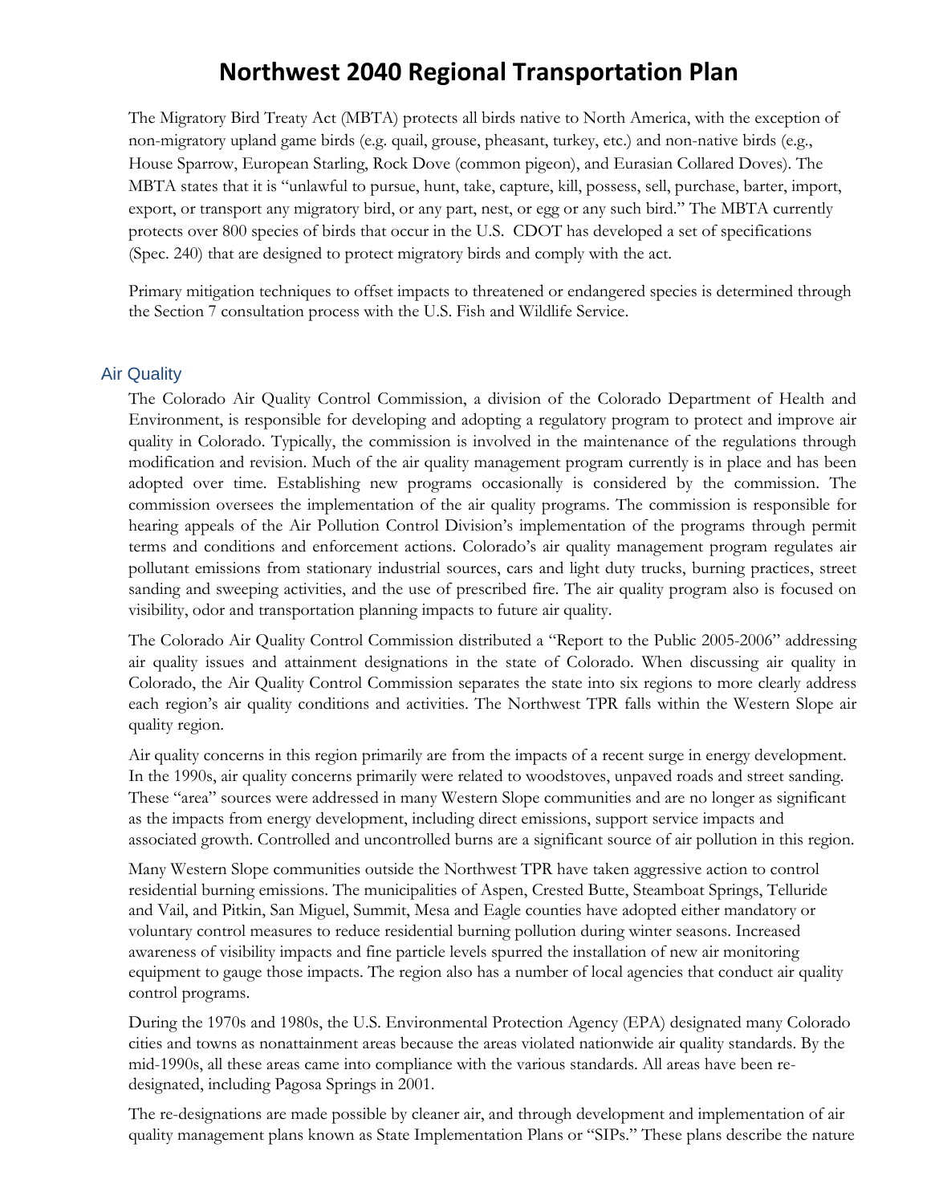The Migratory Bird Treaty Act (MBTA) protects all birds native to North America, with the exception of non-migratory upland game birds (e.g. quail, grouse, pheasant, turkey, etc.) and non-native birds (e.g., House Sparrow, European Starling, Rock Dove (common pigeon), and Eurasian Collared Doves). The MBTA states that it is "unlawful to pursue, hunt, take, capture, kill, possess, sell, purchase, barter, import, export, or transport any migratory bird, or any part, nest, or egg or any such bird." The MBTA currently protects over 800 species of birds that occur in the U.S. CDOT has developed a set of specifications (Spec. 240) that are designed to protect migratory birds and comply with the act.

Primary mitigation techniques to offset impacts to threatened or endangered species is determined through the Section 7 consultation process with the U.S. Fish and Wildlife Service.

## Air Quality

The Colorado Air Quality Control Commission, a division of the Colorado Department of Health and Environment, is responsible for developing and adopting a regulatory program to protect and improve air quality in Colorado. Typically, the commission is involved in the maintenance of the regulations through modification and revision. Much of the air quality management program currently is in place and has been adopted over time. Establishing new programs occasionally is considered by the commission. The commission oversees the implementation of the air quality programs. The commission is responsible for hearing appeals of the Air Pollution Control Division's implementation of the programs through permit terms and conditions and enforcement actions. Colorado's air quality management program regulates air pollutant emissions from stationary industrial sources, cars and light duty trucks, burning practices, street sanding and sweeping activities, and the use of prescribed fire. The air quality program also is focused on visibility, odor and transportation planning impacts to future air quality.

The Colorado Air Quality Control Commission distributed a "Report to the Public 2005-2006" addressing air quality issues and attainment designations in the state of Colorado. When discussing air quality in Colorado, the Air Quality Control Commission separates the state into six regions to more clearly address each region's air quality conditions and activities. The Northwest TPR falls within the Western Slope air quality region.

Air quality concerns in this region primarily are from the impacts of a recent surge in energy development. In the 1990s, air quality concerns primarily were related to woodstoves, unpaved roads and street sanding. These "area" sources were addressed in many Western Slope communities and are no longer as significant as the impacts from energy development, including direct emissions, support service impacts and associated growth. Controlled and uncontrolled burns are a significant source of air pollution in this region.

Many Western Slope communities outside the Northwest TPR have taken aggressive action to control residential burning emissions. The municipalities of Aspen, Crested Butte, Steamboat Springs, Telluride and Vail, and Pitkin, San Miguel, Summit, Mesa and Eagle counties have adopted either mandatory or voluntary control measures to reduce residential burning pollution during winter seasons. Increased awareness of visibility impacts and fine particle levels spurred the installation of new air monitoring equipment to gauge those impacts. The region also has a number of local agencies that conduct air quality control programs.

During the 1970s and 1980s, the U.S. Environmental Protection Agency (EPA) designated many Colorado cities and towns as nonattainment areas because the areas violated nationwide air quality standards. By the mid-1990s, all these areas came into compliance with the various standards. All areas have been re-designated, including Pagosa Springs in 2001.

The re-designations are made possible by cleaner air, and through development and implementation of air quality management plans known as State Implementation Plans or "SIPs." These plans describe the nature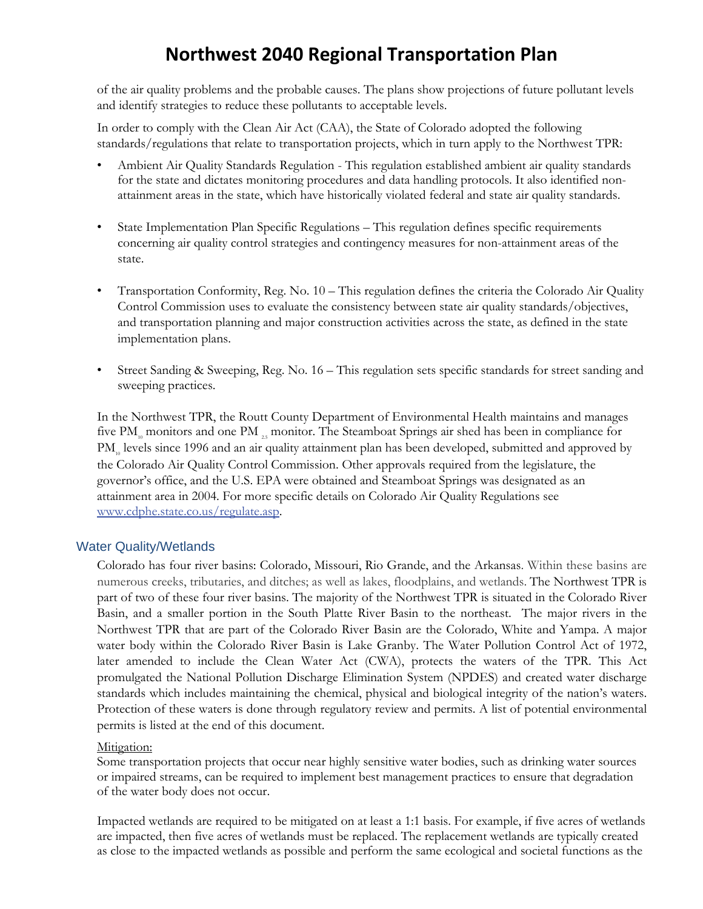of the air quality problems and the probable causes. The plans show projections of future pollutant levels and identify strategies to reduce these pollutants to acceptable levels.

In order to comply with the Clean Air Act (CAA), the State of Colorado adopted the following standards/regulations that relate to transportation projects, which in turn apply to the Northwest TPR:

- Ambient Air Quality Standards Regulation - This regulation established ambient air quality standards for the state and dictates monitoring procedures and data handling protocols. It also identified non-attainment areas in the state, which have historically violated federal and state air quality standards.

- State Implementation Plan Specific Regulations – This regulation defines specific requirements concerning air quality control strategies and contingency measures for non-attainment areas of the state.

- Transportation Conformity, Reg. No. 10 – This regulation defines the criteria the Colorado Air Quality Control Commission uses to evaluate the consistency between state air quality standards/objectives, and transportation planning and major construction activities across the state, as defined in the state implementation plans.

- Street Sanding & Sweeping, Reg. No. 16 – This regulation sets specific standards for street sanding and sweeping practices.

In the Northwest TPR, the Routt County Department of Environmental Health maintains and manages five $PM_{10}$ monitors and one $PM_{2.5}$ monitor. The Steamboat Springs air shed has been in compliance for $PM_{10}$ levels since 1996 and an air quality attainment plan has been developed, submitted and approved by the Colorado Air Quality Control Commission. Other approvals required from the legislature, the governor's office, and the U.S. EPA were obtained and Steamboat Springs was designated as an attainment area in 2004. For more specific details on Colorado Air Quality Regulations see www.cdphe.state.co.us/regulate.asp.

## Water Quality/Wetlands

Colorado has four river basins: Colorado, Missouri, Rio Grande, and the Arkansas. Within these basins are numerous creeks, tributaries, and ditches; as well as lakes, floodplains, and wetlands. The Northwest TPR is part of two of these four river basins. The majority of the Northwest TPR is situated in the Colorado River Basin, and a smaller portion in the South Platte River Basin to the northeast. The major rivers in the Northwest TPR that are part of the Colorado River Basin are the Colorado, White and Yampa. A major water body within the Colorado River Basin is Lake Granby. The Water Pollution Control Act of 1972, later amended to include the Clean Water Act (CWA), protects the waters of the TPR. This Act promulgated the National Pollution Discharge Elimination System (NPDES) and created water discharge standards which includes maintaining the chemical, physical and biological integrity of the nation's waters. Protection of these waters is done through regulatory review and permits. A list of potential environmental permits is listed at the end of this document.

Mitigation:
Some transportation projects that occur near highly sensitive water bodies, such as drinking water sources or impaired streams, can be required to implement best management practices to ensure that degradation of the water body does not occur.

Impacted wetlands are required to be mitigated on at least a 1:1 basis. For example, if five acres of wetlands are impacted, then five acres of wetlands must be replaced. The replacement wetlands are typically created as close to the impacted wetlands as possible and perform the same ecological and societal functions as the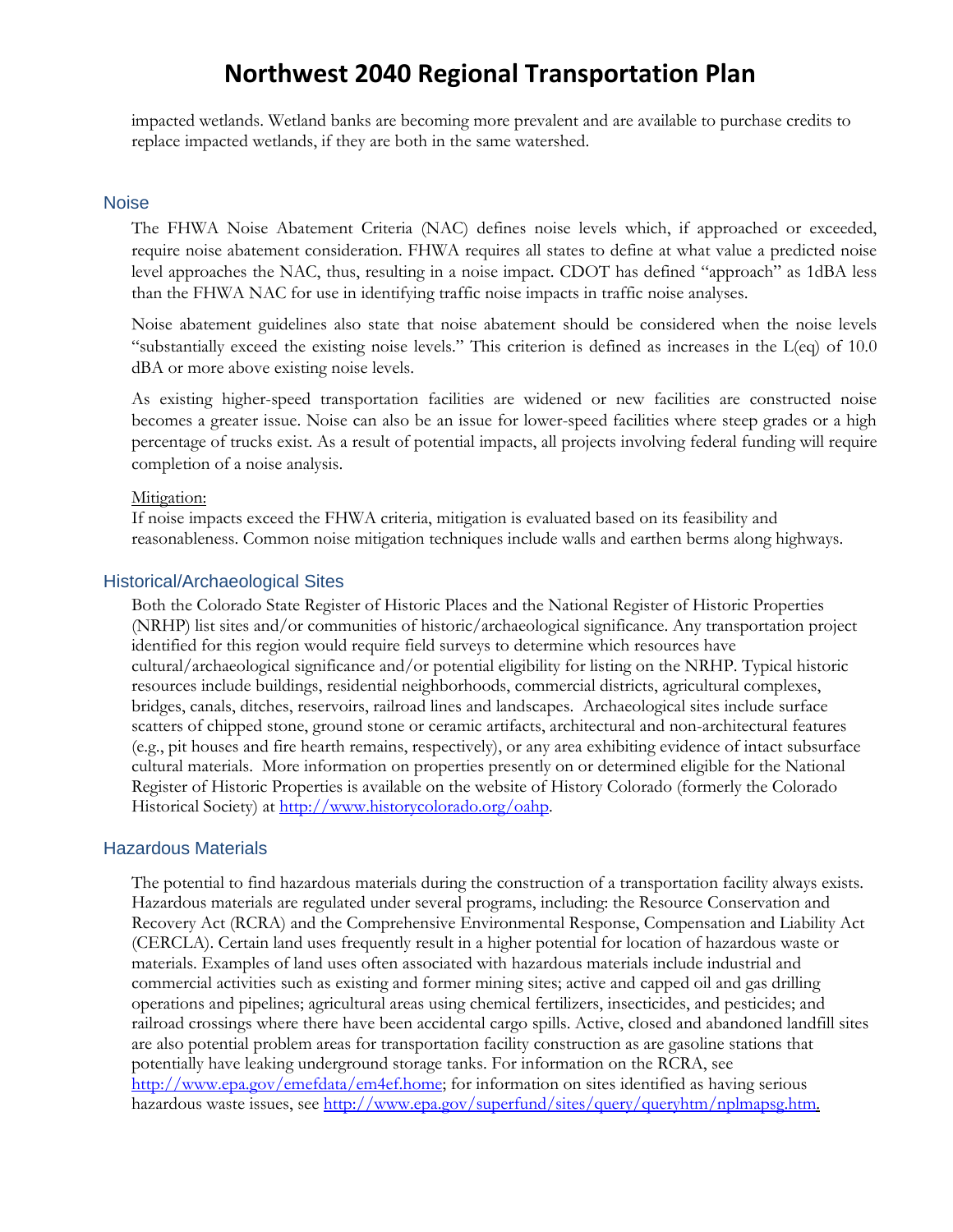impacted wetlands. Wetland banks are becoming more prevalent and are available to purchase credits to replace impacted wetlands, if they are both in the same watershed.

## Noise

The FHWA Noise Abatement Criteria (NAC) defines noise levels which, if approached or exceeded, require noise abatement consideration. FHWA requires all states to define at what value a predicted noise level approaches the NAC, thus, resulting in a noise impact. CDOT has defined "approach" as 1dBA less than the FHWA NAC for use in identifying traffic noise impacts in traffic noise analyses.

Noise abatement guidelines also state that noise abatement should be considered when the noise levels "substantially exceed the existing noise levels." This criterion is defined as increases in the L(eq) of 10.0 dBA or more above existing noise levels.

As existing higher-speed transportation facilities are widened or new facilities are constructed noise becomes a greater issue. Noise can also be an issue for lower-speed facilities where steep grades or a high percentage of trucks exist. As a result of potential impacts, all projects involving federal funding will require completion of a noise analysis.

Mitigation:
If noise impacts exceed the FHWA criteria, mitigation is evaluated based on its feasibility and reasonableness. Common noise mitigation techniques include walls and earthen berms along highways.

## Historical/Archaeological Sites

Both the Colorado State Register of Historic Places and the National Register of Historic Properties (NRHP) list sites and/or communities of historic/archaeological significance. Any transportation project identified for this region would require field surveys to determine which resources have cultural/archaeological significance and/or potential eligibility for listing on the NRHP. Typical historic resources include buildings, residential neighborhoods, commercial districts, agricultural complexes, bridges, canals, ditches, reservoirs, railroad lines and landscapes. Archaeological sites include surface scatters of chipped stone, ground stone or ceramic artifacts, architectural and non-architectural features (e.g., pit houses and fire hearth remains, respectively), or any area exhibiting evidence of intact subsurface cultural materials. More information on properties presently on or determined eligible for the National Register of Historic Properties is available on the website of History Colorado (formerly the Colorado Historical Society) at http://www.historycolorado.org/oahp.

## Hazardous Materials

The potential to find hazardous materials during the construction of a transportation facility always exists. Hazardous materials are regulated under several programs, including: the Resource Conservation and Recovery Act (RCRA) and the Comprehensive Environmental Response, Compensation and Liability Act (CERCLA). Certain land uses frequently result in a higher potential for location of hazardous waste or materials. Examples of land uses often associated with hazardous materials include industrial and commercial activities such as existing and former mining sites; active and capped oil and gas drilling operations and pipelines; agricultural areas using chemical fertilizers, insecticides, and pesticides; and railroad crossings where there have been accidental cargo spills. Active, closed and abandoned landfill sites are also potential problem areas for transportation facility construction as are gasoline stations that potentially have leaking underground storage tanks. For information on the RCRA, see http://www.epa.gov/emefdata/em4ef.home; for information on sites identified as having serious hazardous waste issues, see http://www.epa.gov/superfund/sites/query/queryhtm/nplmapsg.htm.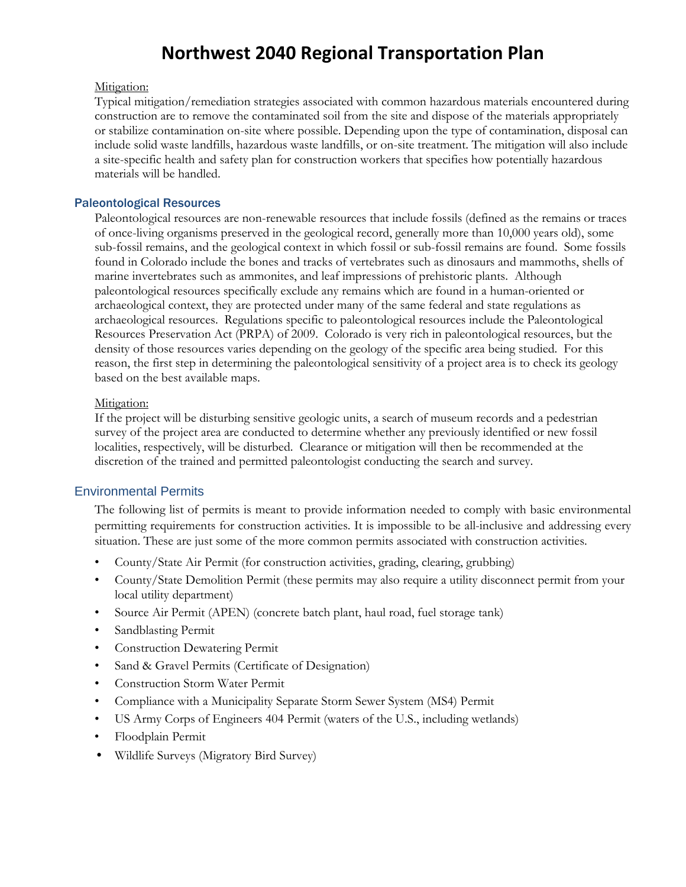Mitigation:

Typical mitigation/remediation strategies associated with common hazardous materials encountered during construction are to remove the contaminated soil from the site and dispose of the materials appropriately or stabilize contamination on-site where possible. Depending upon the type of contamination, disposal can include solid waste landfills, hazardous waste landfills, or on-site treatment. The mitigation will also include a site-specific health and safety plan for construction workers that specifies how potentially hazardous materials will be handled.

## Paleontological Resources

Paleontological resources are non-renewable resources that include fossils (defined as the remains or traces of once-living organisms preserved in the geological record, generally more than 10,000 years old), some sub-fossil remains, and the geological context in which fossil or sub-fossil remains are found. Some fossils found in Colorado include the bones and tracks of vertebrates such as dinosaurs and mammoths, shells of marine invertebrates such as ammonites, and leaf impressions of prehistoric plants. Although paleontological resources specifically exclude any remains which are found in a human-oriented or archaeological context, they are protected under many of the same federal and state regulations as archaeological resources. Regulations specific to paleontological resources include the Paleontological Resources Preservation Act (PRPA) of 2009. Colorado is very rich in paleontological resources, but the density of those resources varies depending on the geology of the specific area being studied. For this reason, the first step in determining the paleontological sensitivity of a project area is to check its geology based on the best available maps.

Mitigation:

If the project will be disturbing sensitive geologic units, a search of museum records and a pedestrian survey of the project area are conducted to determine whether any previously identified or new fossil localities, respectively, will be disturbed. Clearance or mitigation will then be recommended at the discretion of the trained and permitted paleontologist conducting the search and survey.

## Environmental Permits

The following list of permits is meant to provide information needed to comply with basic environmental permitting requirements for construction activities. It is impossible to be all-inclusive and addressing every situation. These are just some of the more common permits associated with construction activities.

- County/State Air Permit (for construction activities, grading, clearing, grubbing)
- County/State Demolition Permit (these permits may also require a utility disconnect permit from your local utility department)
- Source Air Permit (APEN) (concrete batch plant, haul road, fuel storage tank)
- Sandblasting Permit
- Construction Dewatering Permit
- Sand & Gravel Permits (Certificate of Designation)
- Construction Storm Water Permit
- Compliance with a Municipality Separate Storm Sewer System (MS4) Permit
- US Army Corps of Engineers 404 Permit (waters of the U.S., including wetlands)
- Floodplain Permit
- Wildlife Surveys (Migratory Bird Survey)